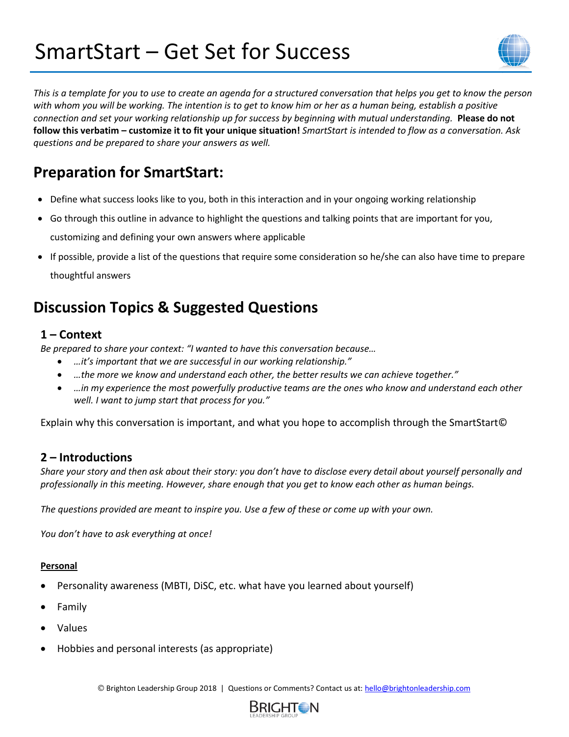# SmartStart – Get Set for Success

*This is a template for you to use to create an agenda for a structured conversation that helps you get to know the person with whom you will be working. The intention is to get to know him or her as a human being, establish a positive connection and set your working relationship up for success by beginning with mutual understanding.* **Please do not follow this verbatim – customize it to fit your unique situation!** *SmartStart is intended to flow as a conversation. Ask questions and be prepared to share your answers as well.*

## Preparation for SmartStart:

- Define what success looks like to you, both in this interaction and in your ongoing working relationship
- Go through this outline in advance to highlight the questions and talking points that are important for you, customizing and defining your own answers where applicable
- If possible, provide a list of the questions that require some consideration so he/she can also have time to prepare thoughtful answers

## Discussion Topics & Suggested Questions

### 1 – Context

*Be prepared to share your context: "I wanted to have this conversation because…*

- *…it's important that we are successful in our working relationship."*
- *…the more we know and understand each other, the better results we can achieve together."*
- *…in my experience the most powerfully productive teams are the ones who know and understand each other well. I want to jump start that process for you."*

Explain why this conversation is important, and what you hope to accomplish through the SmartStart©

### 2 – Introductions

*Share your story and then ask about their story: you don't have to disclose every detail about yourself personally and professionally in this meeting. However, share enough that you get to know each other as human beings.*

*The questions provided are meant to inspire you. Use a few of these or come up with your own.*

*You don't have to ask everything at once!*

<u>**Personal**</u>

- Personality awareness (MBTI, DiSC, etc. what have you learned about yourself)
- Family
- Values
- Hobbies and personal interests (as appropriate)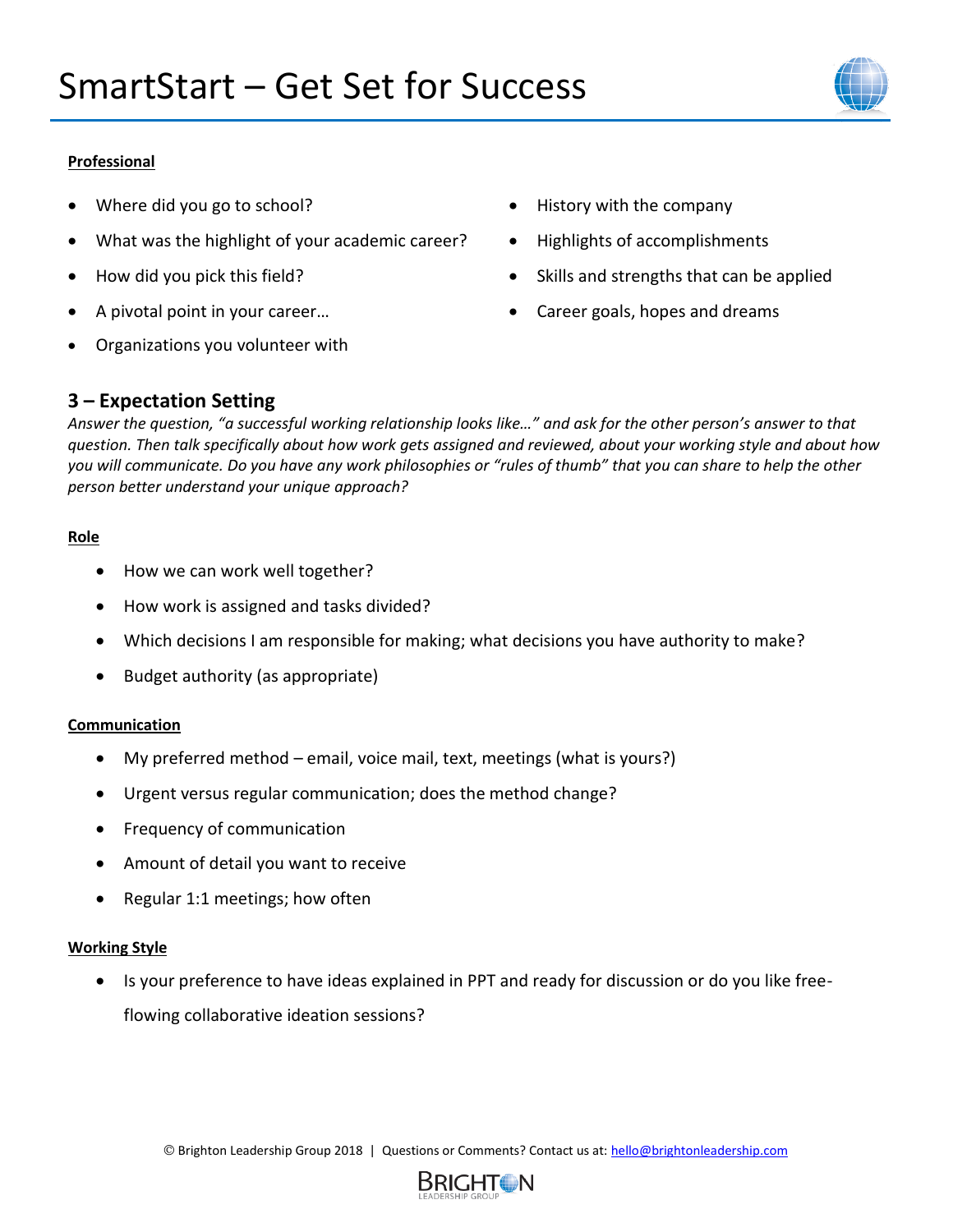**Professional**

- Where did you go to school?
- What was the highlight of your academic career?
- How did you pick this field?
- A pivotal point in your career…
- Organizations you volunteer with
- History with the company
- Highlights of accomplishments
- Skills and strengths that can be applied
- Career goals, hopes and dreams

## 3 – Expectation Setting

*Answer the question, "a successful working relationship looks like…" and ask for the other person's answer to that question. Then talk specifically about how work gets assigned and reviewed, about your working style and about how you will communicate. Do you have any work philosophies or "rules of thumb" that you can share to help the other person better understand your unique approach?*

**Role**

- How we can work well together?
- How work is assigned and tasks divided?
- Which decisions I am responsible for making; what decisions you have authority to make?
- Budget authority (as appropriate)

**Communication**

- My preferred method – email, voice mail, text, meetings (what is yours?)
- Urgent versus regular communication; does the method change?
- Frequency of communication
- Amount of detail you want to receive
- Regular 1:1 meetings; how often

**Working Style**

- Is your preference to have ideas explained in PPT and ready for discussion or do you like free-flowing collaborative ideation sessions?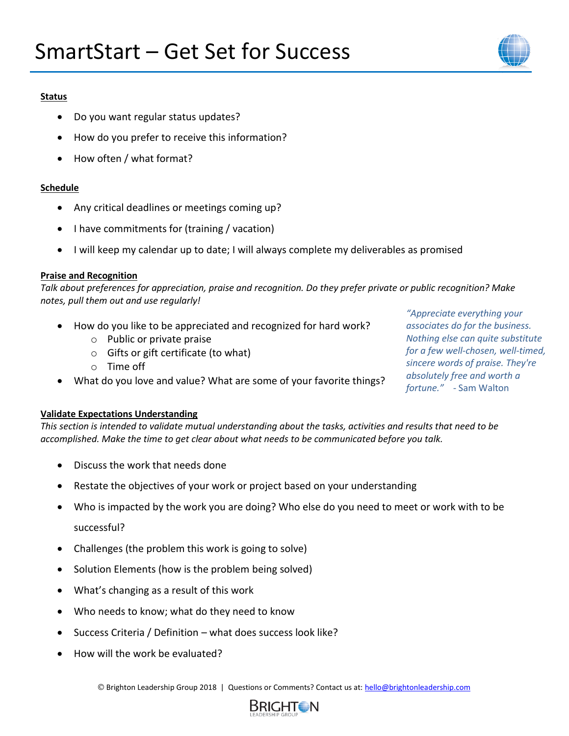# SmartStart – Get Set for Success

**Status**

- Do you want regular status updates?
- How do you prefer to receive this information?
- How often / what format?

**Schedule**

- Any critical deadlines or meetings coming up?
- I have commitments for (training / vacation)
- I will keep my calendar up to date; I will always complete my deliverables as promised

**Praise and Recognition**

*Talk about preferences for appreciation, praise and recognition. Do they prefer private or public recognition? Make notes, pull them out and use regularly!*

- How do you like to be appreciated and recognized for hard work?
    - Public or private praise
    - Gifts or gift certificate (to what)
    - Time off
- What do you love and value? What are some of your favorite things?

*"Appreciate everything your associates do for the business. Nothing else can quite substitute for a few well-chosen, well-timed, sincere words of praise. They're absolutely free and worth a fortune."* - Sam Walton

**Validate Expectations Understanding**

*This section is intended to validate mutual understanding about the tasks, activities and results that need to be accomplished. Make the time to get clear about what needs to be communicated before you talk.*

- Discuss the work that needs done
- Restate the objectives of your work or project based on your understanding
- Who is impacted by the work you are doing? Who else do you need to meet or work with to be successful?
- Challenges (the problem this work is going to solve)
- Solution Elements (how is the problem being solved)
- What's changing as a result of this work
- Who needs to know; what do they need to know
- Success Criteria / Definition – what does success look like?
- How will the work be evaluated?

© Brighton Leadership Group 2018 | Questions or Comments? Contact us at: hello@brightonleadership.com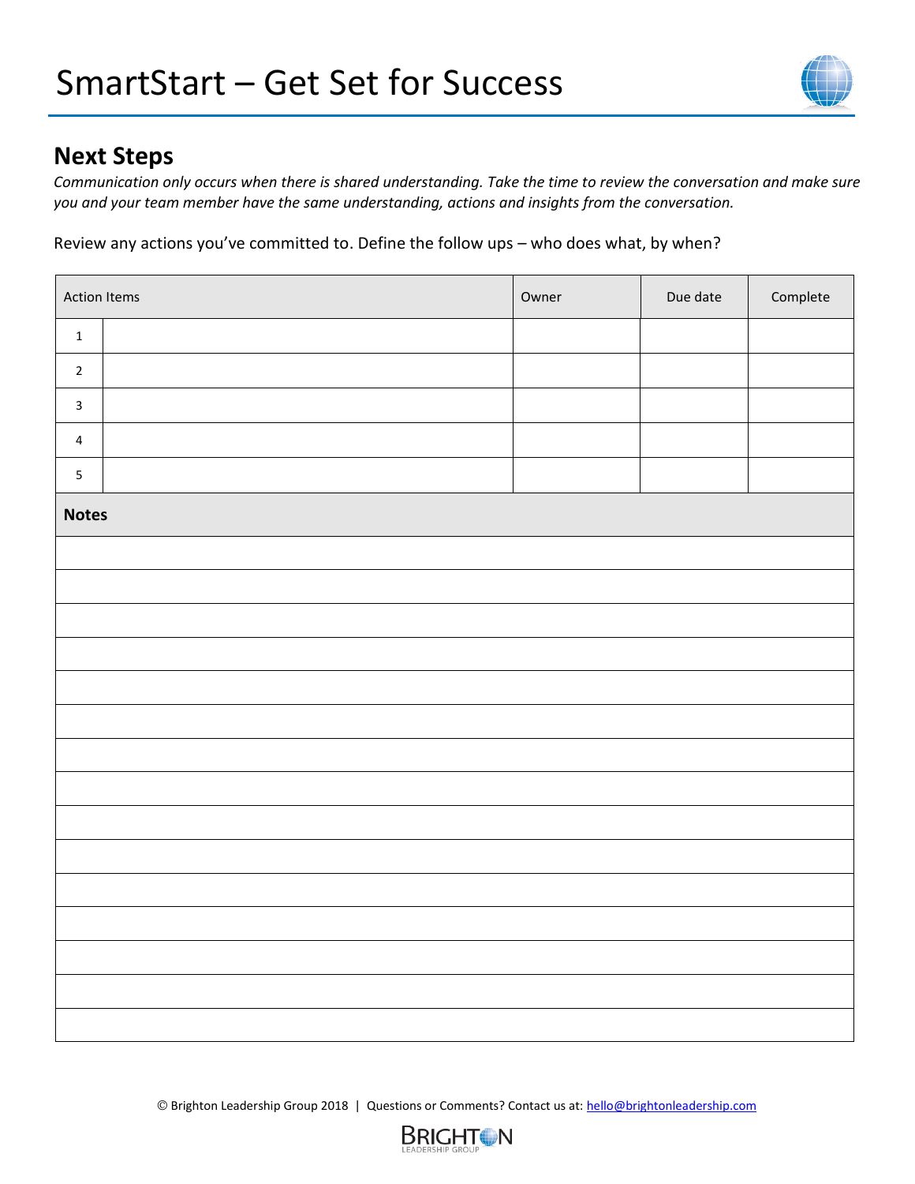# SmartStart – Get Set for Success

## Next Steps

*Communication only occurs when there is shared understanding. Take the time to review the conversation and make sure you and your team member have the same understanding, actions and insights from the conversation.*

Review any actions you've committed to. Define the follow ups – who does what, by when?

| Action Items | | Owner | Due date | Complete |
|---|---|---|---|---|
| 1 | | | | |
| 2 | | | | |
| 3 | | | | |
| 4 | | | | |
| 5 | | | | |

| **Notes** |
|---|
| |
| |
| |
| |
| |
| |
| |
| |
| |
| |
| |
| |
| |
| |
| |

© Brighton Leadership Group 2018 | Questions or Comments? Contact us at: hello@brightonleadership.com